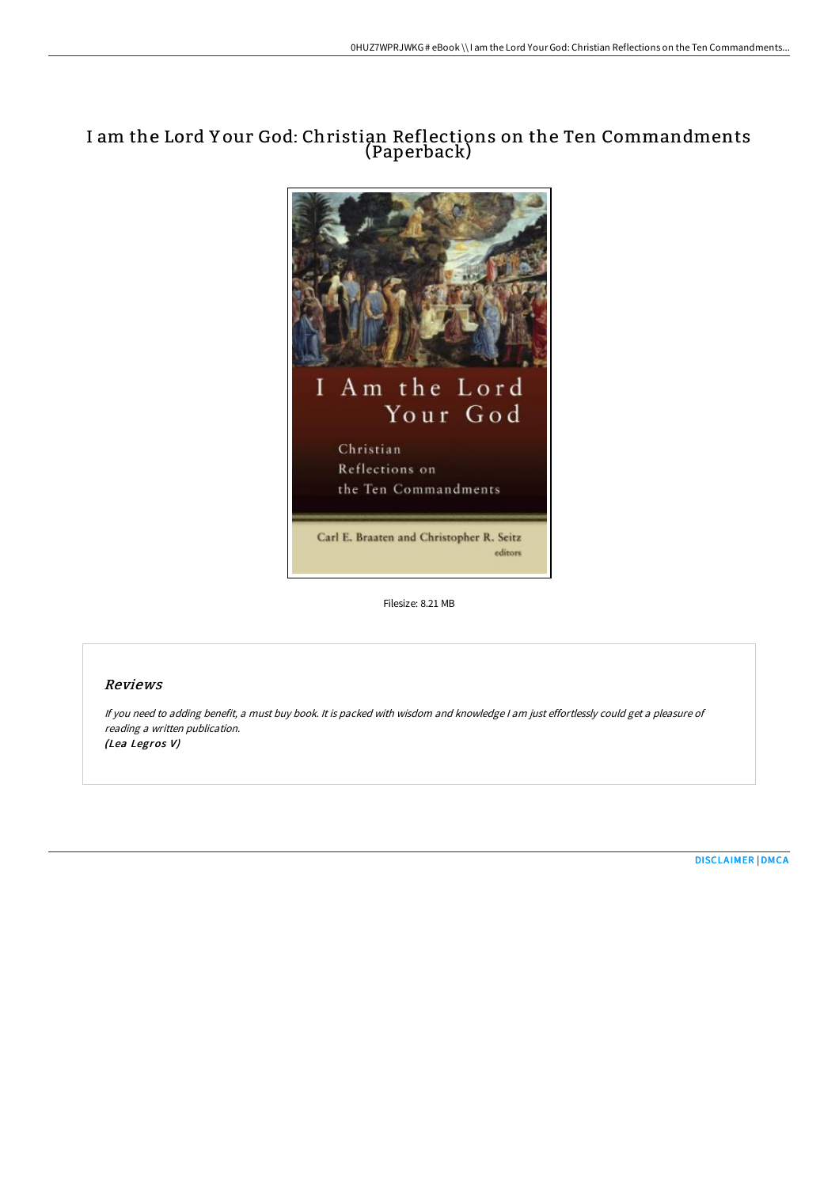# I am the Lord Your God: Christian Reflections on the Ten Commandments (Paperback)

Filesize: 8.21 MB

## Reviews

*If you need to adding benefit, a must buy book. It is packed with wisdom and knowledge I am just effortlessly could get a pleasure of reading a written publication.*
*(Lea Legros V)*

DISCLAIMER | DMCA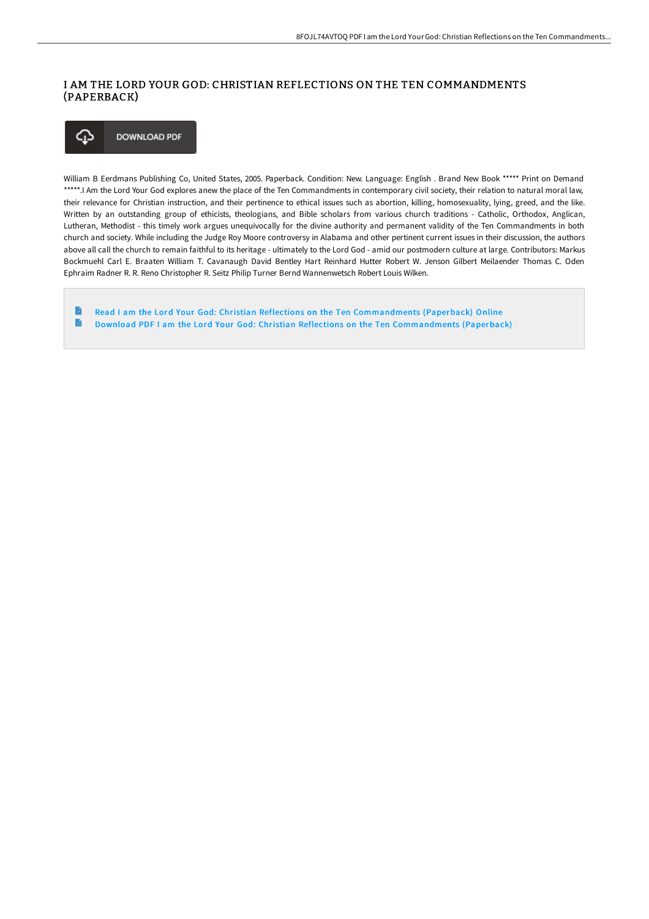# I AM THE LORD YOUR GOD: CHRISTIAN REFLECTIONS ON THE TEN COMMANDMENTS (PAPERBACK)

DOWNLOAD PDF

William B Eerdmans Publishing Co, United States, 2005. Paperback. Condition: New. Language: English . Brand New Book ***** Print on Demand *****.I Am the Lord Your God explores anew the place of the Ten Commandments in contemporary civil society, their relation to natural moral law, their relevance for Christian instruction, and their pertinence to ethical issues such as abortion, killing, homosexuality, lying, greed, and the like. Written by an outstanding group of ethicists, theologians, and Bible scholars from various church traditions - Catholic, Orthodox, Anglican, Lutheran, Methodist - this timely work argues unequivocally for the divine authority and permanent validity of the Ten Commandments in both church and society. While including the Judge Roy Moore controversy in Alabama and other pertinent current issues in their discussion, the authors above all call the church to remain faithful to its heritage - ultimately to the Lord God - amid our postmodern culture at large. Contributors: Markus Bockmuehl Carl E. Braaten William T. Cavanaugh David Bentley Hart Reinhard Hutter Robert W. Jenson Gilbert Meilaender Thomas C. Oden Ephraim Radner R. R. Reno Christopher R. Seitz Philip Turner Bernd Wannenwetsch Robert Louis Wilken.

- Read I am the Lord Your God: Christian Reflections on the Ten Commandments (Paperback) Online
- Download PDF I am the Lord Your God: Christian Reflections on the Ten Commandments (Paperback)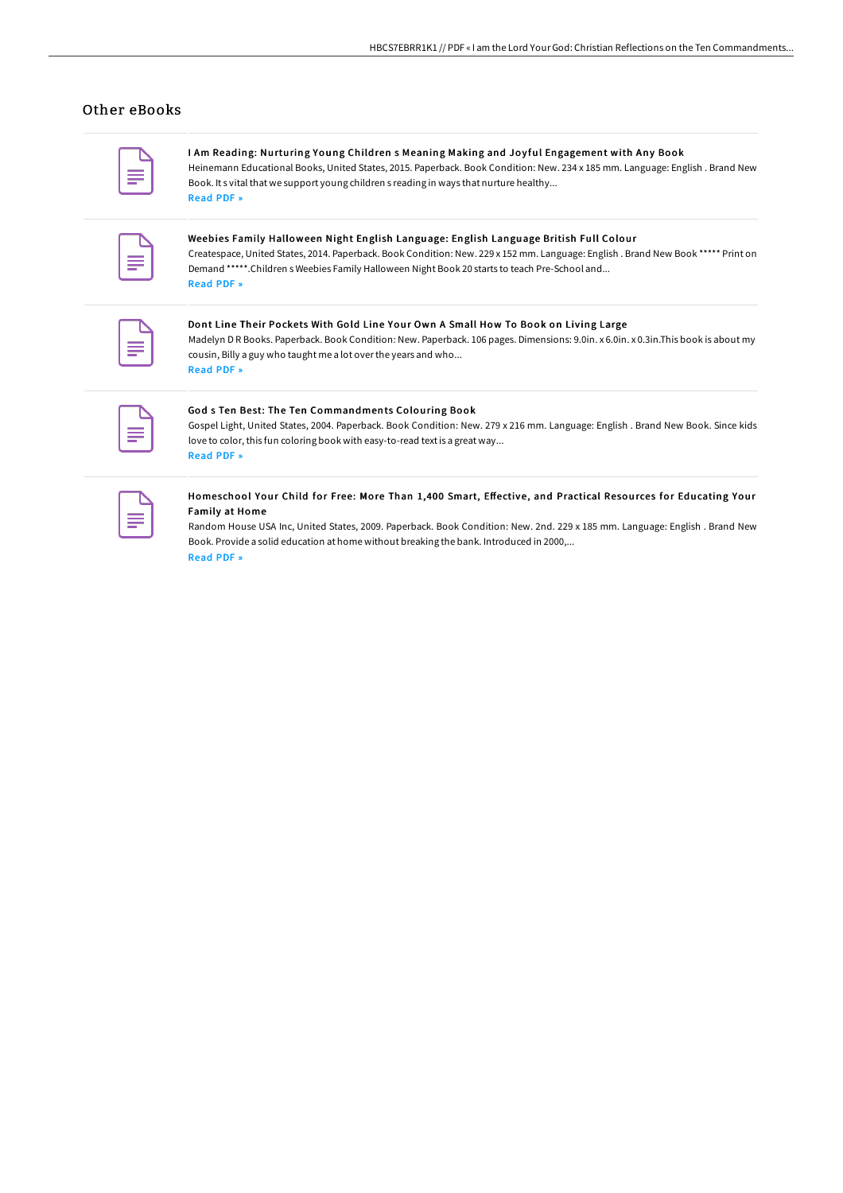## Other eBooks

**I Am Reading: Nurturing Young Children s Meaning Making and Joyful Engagement with Any Book**
Heinemann Educational Books, United States, 2015. Paperback. Book Condition: New. 234 x 185 mm. Language: English . Brand New Book. It s vital that we support young children s reading in ways that nurture healthy...
Read PDF »

**Weebies Family Halloween Night English Language: English Language British Full Colour**
Createspace, United States, 2014. Paperback. Book Condition: New. 229 x 152 mm. Language: English . Brand New Book ***** Print on Demand *****.Children s Weebies Family Halloween Night Book 20 starts to teach Pre-School and...
Read PDF »

**Dont Line Their Pockets With Gold Line Your Own A Small How To Book on Living Large**
Madelyn D R Books. Paperback. Book Condition: New. Paperback. 106 pages. Dimensions: 9.0in. x 6.0in. x 0.3in.This book is about my cousin, Billy a guy who taught me a lot over the years and who...
Read PDF »

**God s Ten Best: The Ten Commandments Colouring Book**
Gospel Light, United States, 2004. Paperback. Book Condition: New. 279 x 216 mm. Language: English . Brand New Book. Since kids love to color, this fun coloring book with easy-to-read text is a great way...
Read PDF »

**Homeschool Your Child for Free: More Than 1,400 Smart, Effective, and Practical Resources for Educating Your Family at Home**
Random House USA Inc, United States, 2009. Paperback. Book Condition: New. 2nd. 229 x 185 mm. Language: English . Brand New Book. Provide a solid education at home without breaking the bank. Introduced in 2000,...
Read PDF »